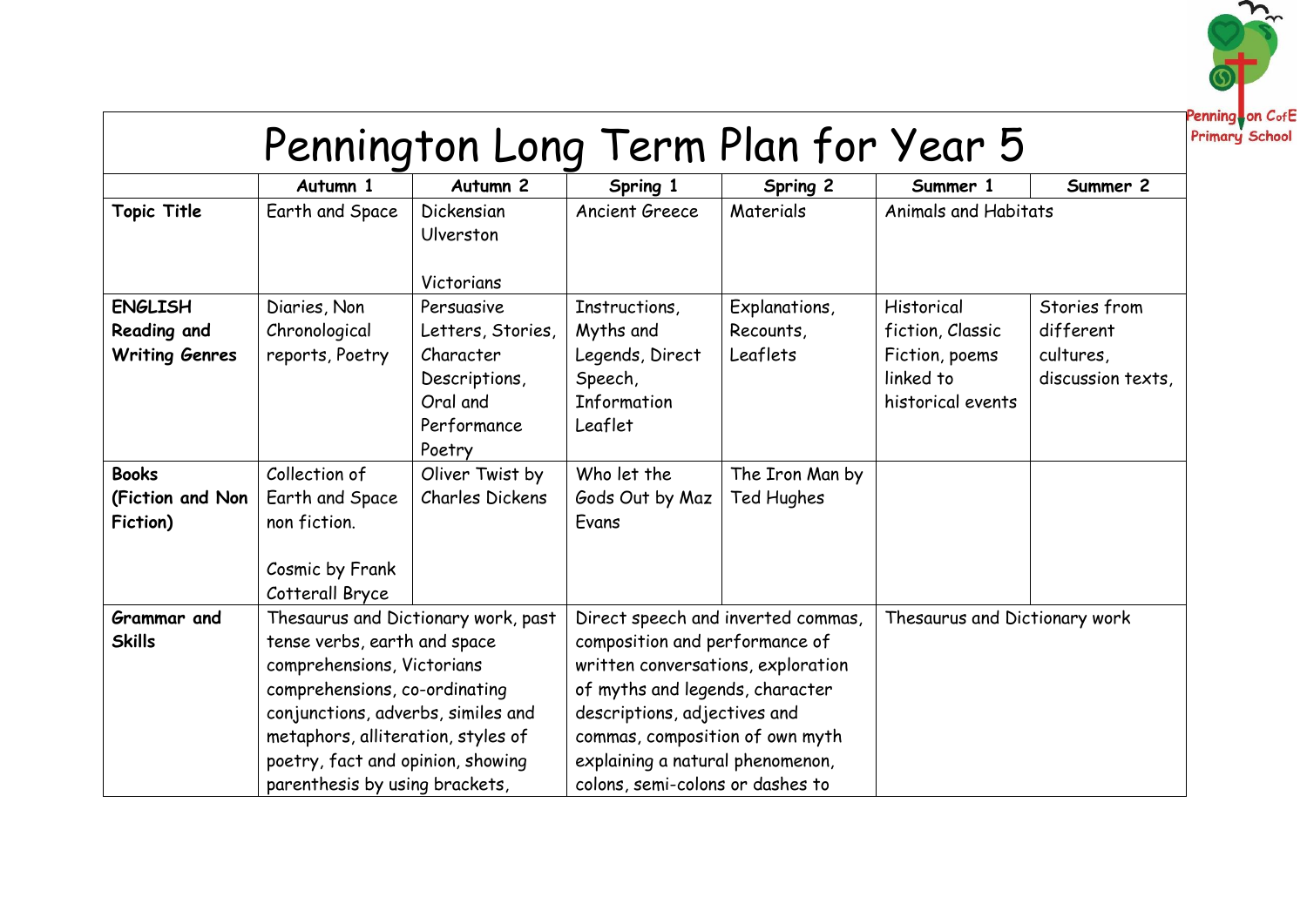# Pennington Long Term Plan for Year 5

| | Autumn 1 | Autumn 2 | Spring 1 | Spring 2 | Summer 1 | Summer 2 |
|---|---|---|---|---|---|---|
| **Topic Title** | Earth and Space | Dickensian Ulverston<br><br>Victorians | Ancient Greece | Materials | Animals and Habitats | |
| **ENGLISH Reading and Writing Genres** | Diaries, Non Chronological reports, Poetry | Persuasive Letters, Stories, Character Descriptions, Oral and Performance Poetry | Instructions, Myths and Legends, Direct Speech, Information Leaflet | Explanations, Recounts, Leaflets | Historical fiction, Classic Fiction, poems linked to historical events | Stories from different cultures, discussion texts, |
| **Books (Fiction and Non Fiction)** | Collection of Earth and Space non fiction.<br><br>Cosmic by Frank Cotterall Bryce | Oliver Twist by Charles Dickens | Who let the Gods Out by Maz Evans | The Iron Man by Ted Hughes | | |
| **Grammar and Skills** | Thesaurus and Dictionary work, past tense verbs, earth and space comprehensions, Victorians comprehensions, co-ordinating conjunctions, adverbs, similes and metaphors, alliteration, styles of poetry, fact and opinion, showing parenthesis by using brackets, | | Direct speech and inverted commas, composition and performance of written conversations, exploration of myths and legends, character descriptions, adjectives and commas, composition of own myth explaining a natural phenomenon, colons, semi-colons or dashes to | | Thesaurus and Dictionary work | |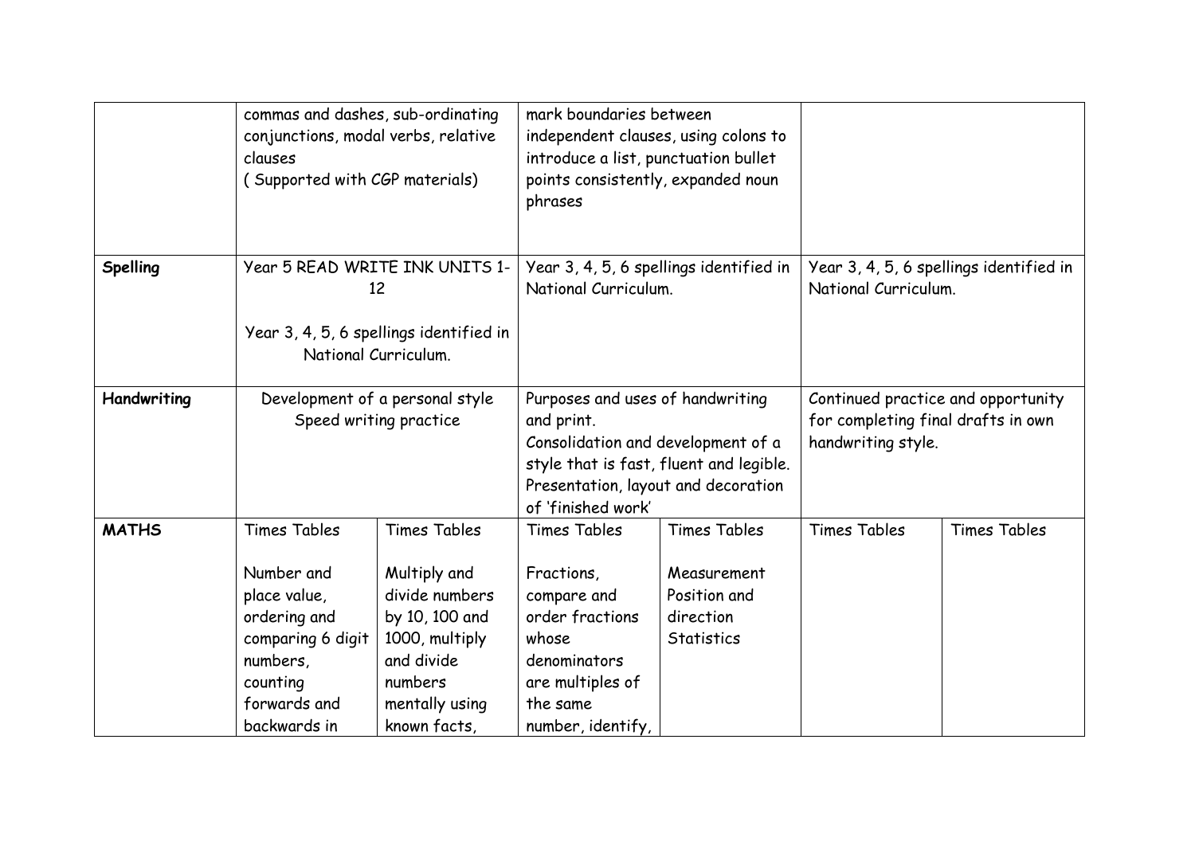| | | | | | | |
|---|---|---|---|---|---|---|
| | commas and dashes, sub-ordinating conjunctions, modal verbs, relative clauses ( Supported with CGP materials) | | mark boundaries between independent clauses, using colons to introduce a list, punctuation bullet points consistently, expanded noun phrases | | | |
| **Spelling** | Year 5 READ WRITE INK UNITS 1-12<br><br>Year 3, 4, 5, 6 spellings identified in National Curriculum. | | Year 3, 4, 5, 6 spellings identified in National Curriculum. | | Year 3, 4, 5, 6 spellings identified in National Curriculum. | |
| **Handwriting** | Development of a personal style<br>Speed writing practice | | Purposes and uses of handwriting and print.<br>Consolidation and development of a style that is fast, fluent and legible.<br>Presentation, layout and decoration of 'finished work' | | Continued practice and opportunity for completing final drafts in own handwriting style. | |
| **MATHS** | Times Tables<br><br>Number and place value, ordering and comparing 6 digit numbers, counting forwards and backwards in | Times Tables<br><br>Multiply and divide numbers by 10, 100 and 1000, multiply and divide numbers mentally using known facts, | Times Tables<br><br>Fractions, compare and order fractions whose denominators are multiples of the same number, identify, | Times Tables<br><br>Measurement<br>Position and direction<br>Statistics | Times Tables | Times Tables |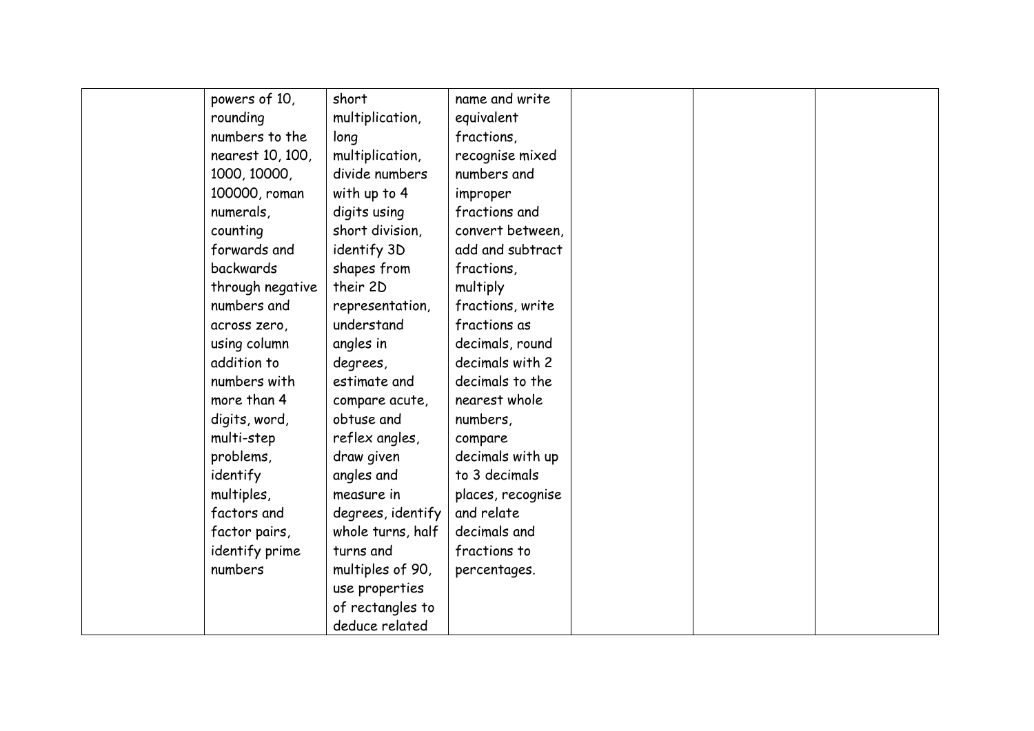| | | | | | | |
|---|---|---|---|---|---|---|
| | powers of 10, rounding numbers to the nearest 10, 100, 1000, 10000, 100000, roman numerals, counting forwards and backwards through negative numbers and across zero, using column addition to numbers with more than 4 digits, word, multi-step problems, identify multiples, factors and factor pairs, identify prime numbers | short multiplication, long multiplication, divide numbers with up to 4 digits using short division, identify 3D shapes from their 2D representation, understand angles in degrees, estimate and compare acute, obtuse and reflex angles, draw given angles and measure in degrees, identify whole turns, half turns and multiples of 90, use properties of rectangles to deduce related | name and write equivalent fractions, recognise mixed numbers and improper fractions and convert between, add and subtract fractions, multiply fractions, write fractions as decimals, round decimals with 2 decimals to the nearest whole numbers, compare decimals with up to 3 decimals places, recognise and relate decimals and fractions to percentages. | | | |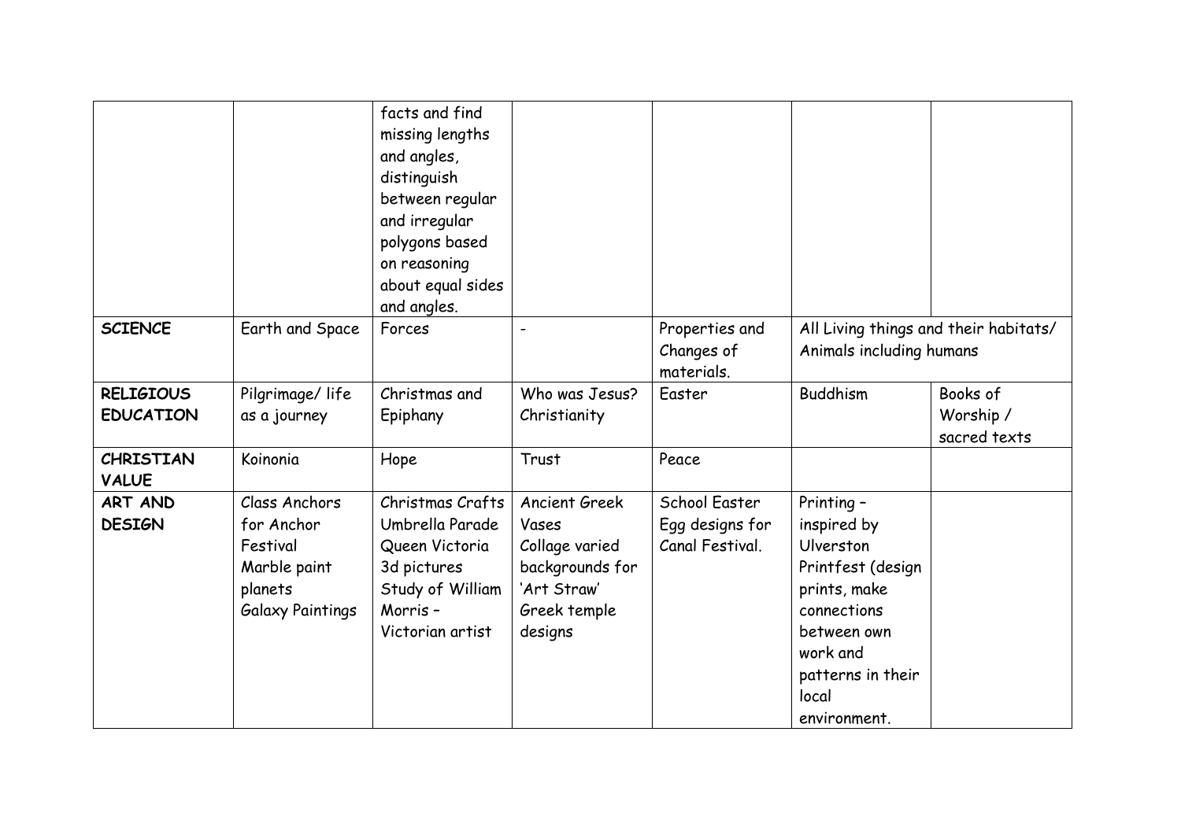| | | | | | | |
|---|---|---|---|---|---|---|
| | | facts and find missing lengths and angles, distinguish between regular and irregular polygons based on reasoning about equal sides and angles. | | | | |
| **SCIENCE** | Earth and Space | Forces | - | Properties and Changes of materials. | All Living things and their habitats/ Animals including humans | |
| **RELIGIOUS EDUCATION** | Pilgrimage/ life as a journey | Christmas and Epiphany | Who was Jesus? Christianity | Easter | Buddhism | Books of Worship / sacred texts |
| **CHRISTIAN VALUE** | Koinonia | Hope | Trust | Peace | | |
| **ART AND DESIGN** | Class Anchors for Anchor Festival<br>Marble paint planets<br>Galaxy Paintings | Christmas Crafts<br>Umbrella Parade<br>Queen Victoria 3d pictures<br>Study of William Morris – Victorian artist | Ancient Greek Vases<br>Collage varied backgrounds for 'Art Straw'<br>Greek temple designs | School Easter Egg designs for Canal Festival. | Printing – inspired by Ulverston Printfest (design prints, make connections between own work and patterns in their local environment. | |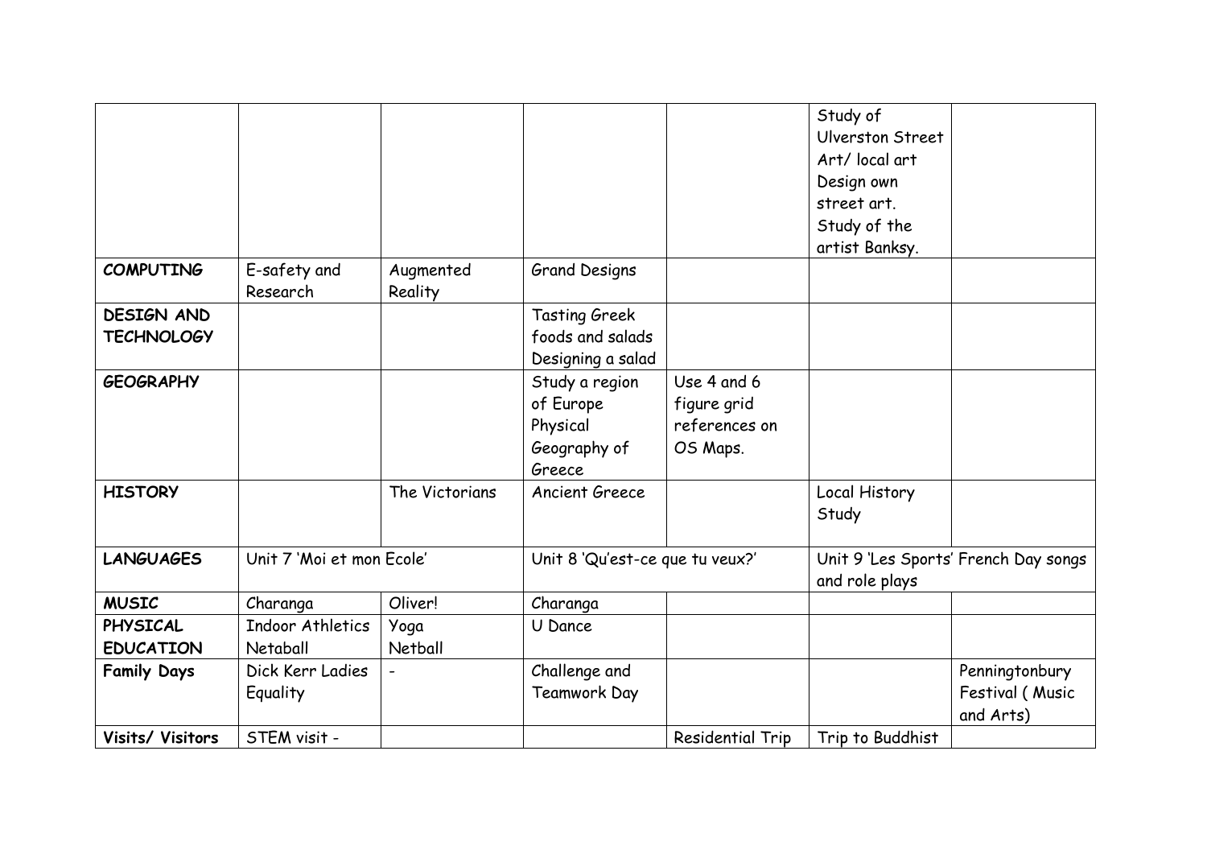| | | | | | | |
|---|---|---|---|---|---|---|
| | | | | | Study of Ulverston Street Art/ local art Design own street art. Study of the artist Banksy. | |
| **COMPUTING** | E-safety and Research | Augmented Reality | Grand Designs | | | |
| **DESIGN AND TECHNOLOGY** | | | Tasting Greek foods and salads Designing a salad | | | |
| **GEOGRAPHY** | | | Study a region of Europe Physical Geography of Greece | Use 4 and 6 figure grid references on OS Maps. | | |
| **HISTORY** | | The Victorians | Ancient Greece | | Local History Study | |
| **LANGUAGES** | Unit 7 'Moi et mon Ecole' | | Unit 8 'Qu'est-ce que tu veux?' | | Unit 9 'Les Sports' French Day songs and role plays | |
| **MUSIC** | Charanga | Oliver! | Charanga | | | |
| **PHYSICAL EDUCATION** | Indoor Athletics Netaball | Yoga Netball | U Dance | | | |
| **Family Days** | Dick Kerr Ladies Equality | - | Challenge and Teamwork Day | | | Penningtonbury Festival ( Music and Arts) |
| **Visits/ Visitors** | STEM visit - | | | Residential Trip | Trip to Buddhist | |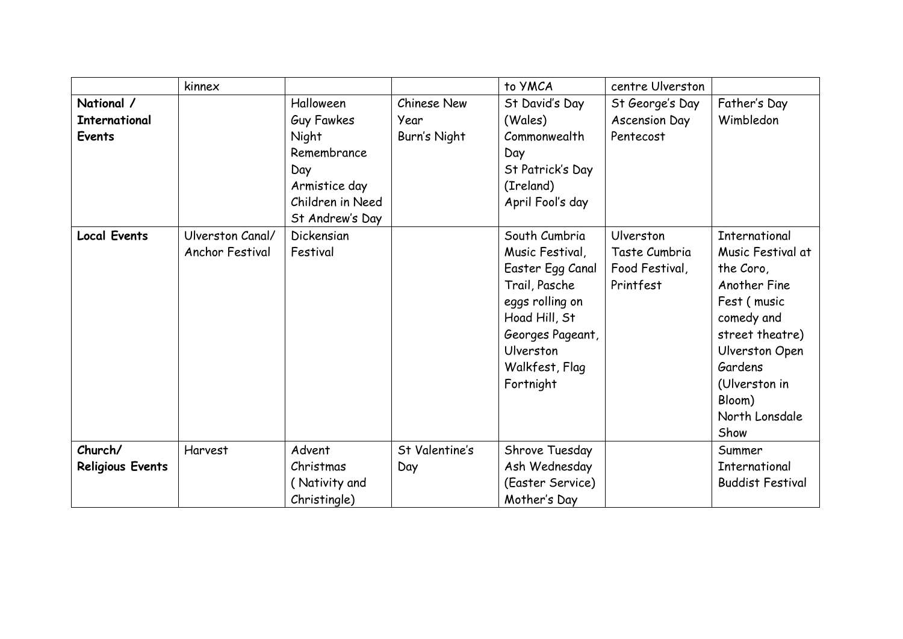| | | | | | | |
|---|---|---|---|---|---|---|
| | kinnex | | | to YMCA | centre Ulverston | |
| **National / International Events** | | Halloween<br>Guy Fawkes Night<br>Remembrance Day<br>Armistice day<br>Children in Need<br>St Andrew's Day | Chinese New Year<br>Burn's Night | St David's Day (Wales)<br>Commonwealth Day<br>St Patrick's Day (Ireland)<br>April Fool's day | St George's Day<br>Ascension Day<br>Pentecost | Father's Day<br>Wimbledon |
| **Local Events** | Ulverston Canal/ Anchor Festival | Dickensian Festival | | South Cumbria Music Festival, Easter Egg Canal Trail, Pasche eggs rolling on Hoad Hill, St Georges Pageant, Ulverston Walkfest, Flag Fortnight | Ulverston Taste Cumbria Food Festival, Printfest | International Music Festival at the Coro, Another Fine Fest ( music comedy and street theatre)<br>Ulverston Open Gardens (Ulverston in Bloom)<br>North Lonsdale Show |
| **Church/ Religious Events** | Harvest | Advent<br>Christmas ( Nativity and Christingle) | St Valentine's Day | Shrove Tuesday<br>Ash Wednesday<br>(Easter Service)<br>Mother's Day | | Summer International Buddist Festival |